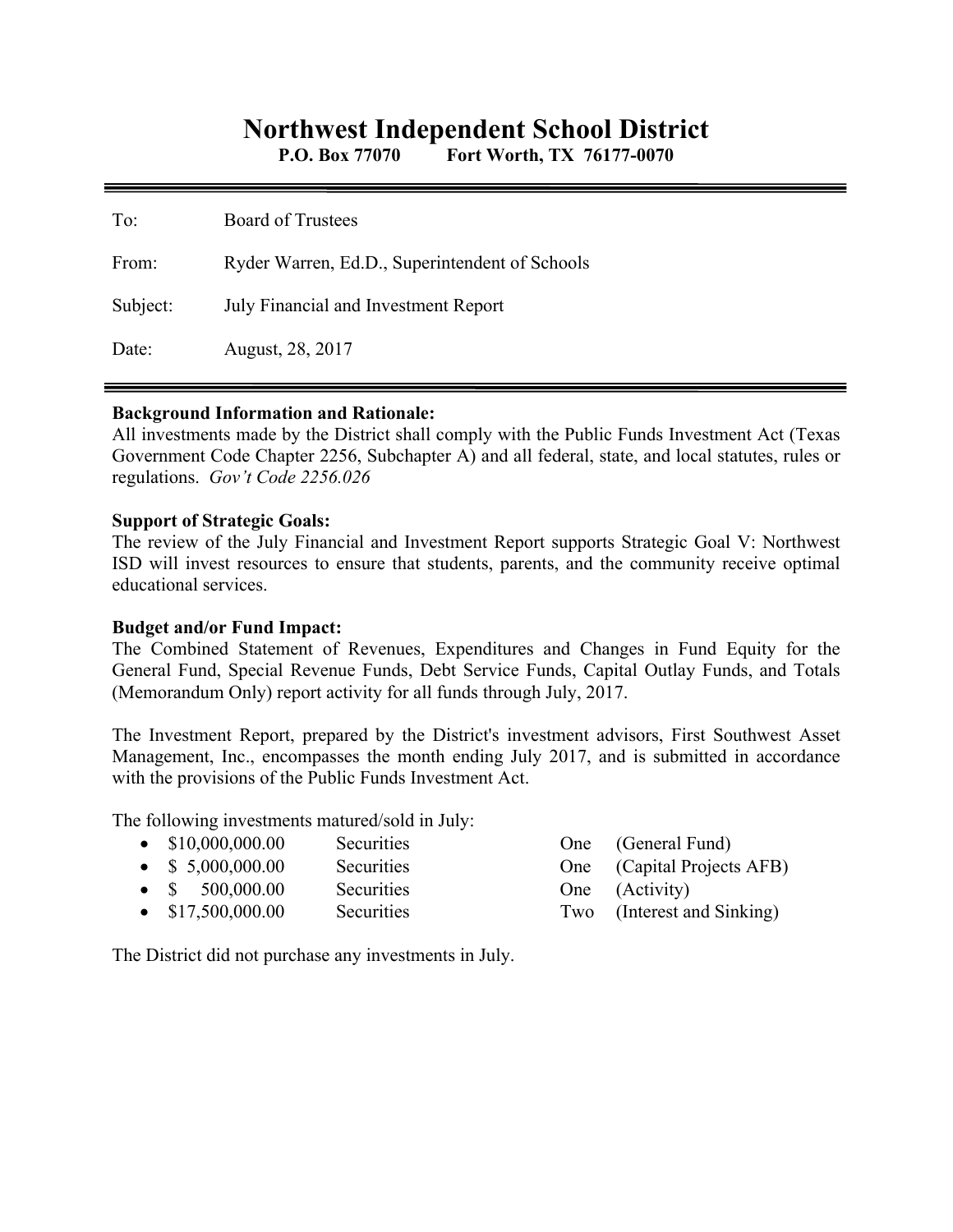# Northwest Independent School District

**P.O. Box 77070 Fort Worth, TX 76177-0070**

| | |
|---|---|
| To: | Board of Trustees |
| From: | Ryder Warren, Ed.D., Superintendent of Schools |
| Subject: | July Financial and Investment Report |
| Date: | August, 28, 2017 |

**Background Information and Rationale:**
All investments made by the District shall comply with the Public Funds Investment Act (Texas Government Code Chapter 2256, Subchapter A) and all federal, state, and local statutes, rules or regulations. *Gov't Code 2256.026*

**Support of Strategic Goals:**
The review of the July Financial and Investment Report supports Strategic Goal V: Northwest ISD will invest resources to ensure that students, parents, and the community receive optimal educational services.

**Budget and/or Fund Impact:**
The Combined Statement of Revenues, Expenditures and Changes in Fund Equity for the General Fund, Special Revenue Funds, Debt Service Funds, Capital Outlay Funds, and Totals (Memorandum Only) report activity for all funds through July, 2017.

The Investment Report, prepared by the District's investment advisors, First Southwest Asset Management, Inc., encompasses the month ending July 2017, and is submitted in accordance with the provisions of the Public Funds Investment Act.

The following investments matured/sold in July:

- $10,000,000.00 Securities One (General Fund)
- $ 5,000,000.00 Securities One (Capital Projects AFB)
- $ 500,000.00 Securities One (Activity)
- $17,500,000.00 Securities Two (Interest and Sinking)

The District did not purchase any investments in July.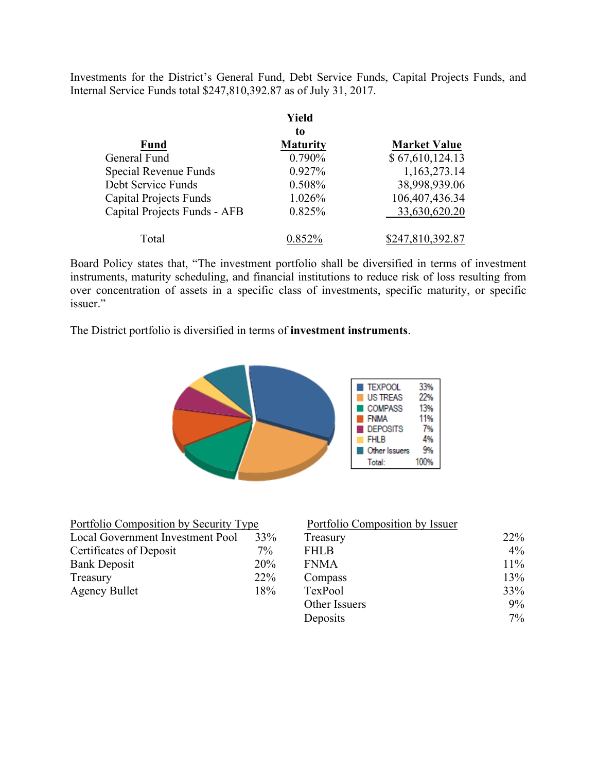Investments for the District's General Fund, Debt Service Funds, Capital Projects Funds, and Internal Service Funds total $247,810,392.87 as of July 31, 2017.

| Fund | Yield to Maturity | Market Value |
|---|---|---|
| General Fund | 0.790% | $ 67,610,124.13 |
| Special Revenue Funds | 0.927% | 1,163,273.14 |
| Debt Service Funds | 0.508% | 38,998,939.06 |
| Capital Projects Funds | 1.026% | 106,407,436.34 |
| Capital Projects Funds - AFB | 0.825% | 33,630,620.20 |
| Total | 0.852% | $247,810,392.87 |

Board Policy states that, "The investment portfolio shall be diversified in terms of investment instruments, maturity scheduling, and financial institutions to reduce risk of loss resulting from over concentration of assets in a specific class of investments, specific maturity, or specific issuer."

The District portfolio is diversified in terms of **investment instruments**.

| | |
|---|---|
| TEXPOOL | 33% |
| US TREAS | 22% |
| COMPASS | 13% |
| FNMA | 11% |
| DEPOSITS | 7% |
| FHLB | 4% |
| Other Issuers | 9% |
| Total: | 100% |

| Portfolio Composition by Security Type | |
|---|---|
| Local Government Investment Pool | 33% |
| Certificates of Deposit | 7% |
| Bank Deposit | 20% |
| Treasury | 22% |
| Agency Bullet | 18% |

| Portfolio Composition by Issuer | |
|---|---|
| Treasury | 22% |
| FHLB | 4% |
| FNMA | 11% |
| Compass | 13% |
| TexPool | 33% |
| Other Issuers | 9% |
| Deposits | 7% |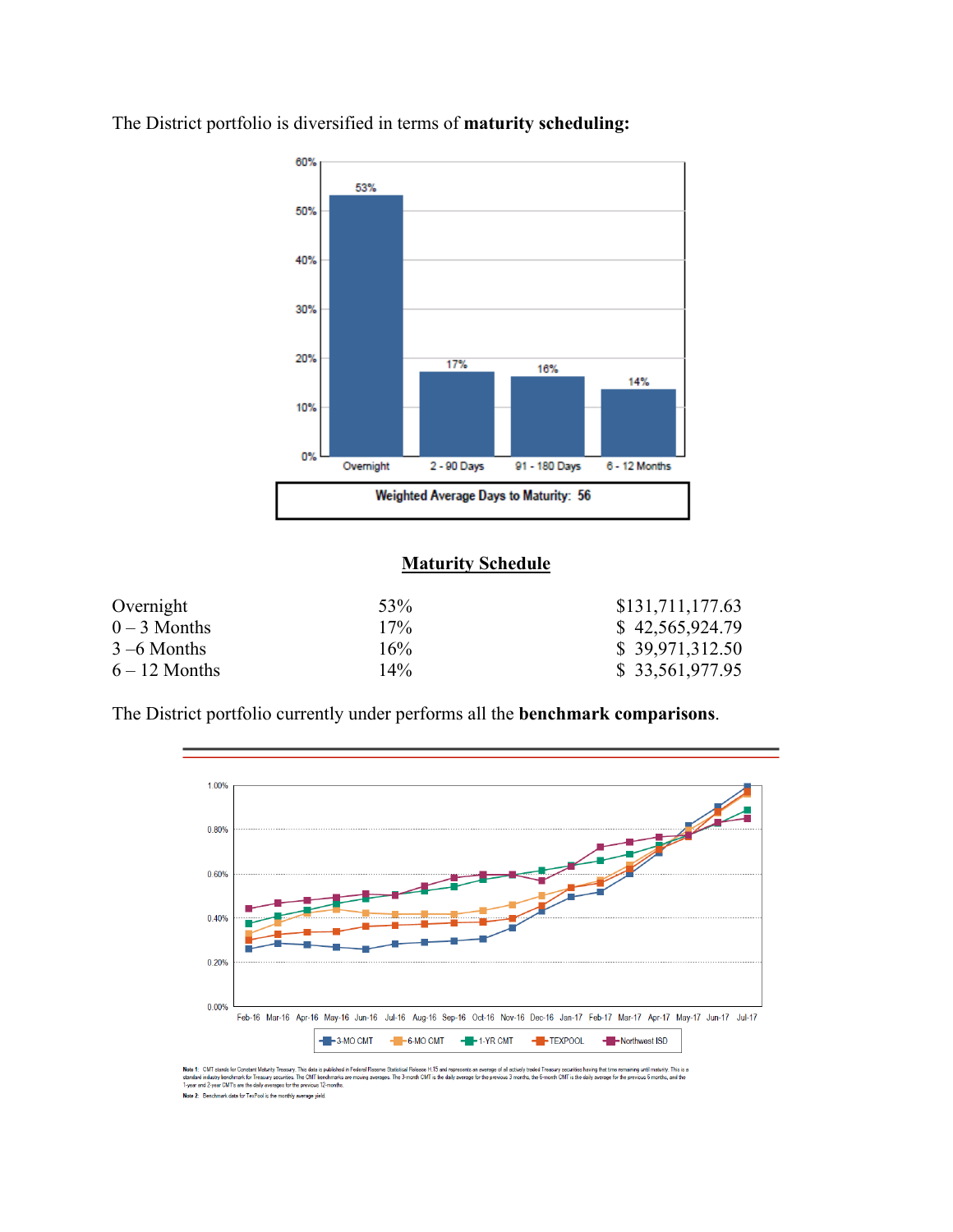The District portfolio is diversified in terms of **maturity scheduling:**

Weighted Average Days to Maturity: 56

## Maturity Schedule

| | | |
|---|---|---|
| Overnight | 53% | $131,711,177.63 |
| 0 – 3 Months | 17% | $ 42,565,924.79 |
| 3 –6 Months | 16% | $ 39,971,312.50 |
| 6 – 12 Months | 14% | $ 33,561,977.95 |

The District portfolio currently under performs all the **benchmark comparisons**.

**Note 1:** CMT stands for Constant Maturity Treasury. This data is published in Federal Reserve Statistical Release H.15 and represents an average of all actively traded Treasury securities having that time remaining until maturity. This is a standard industry benchmark for Treasury securities. The CMT benchmarks are moving averages. The 3-month CMT is the daily average for the previous 3 months, the 6-month CMT is the daily average for the previous 6 months, and the 1-year and 2-year CMTs are the daily averages for the previous 12-months.

**Note 2:** Benchmark data for TexPool is the monthly average yield.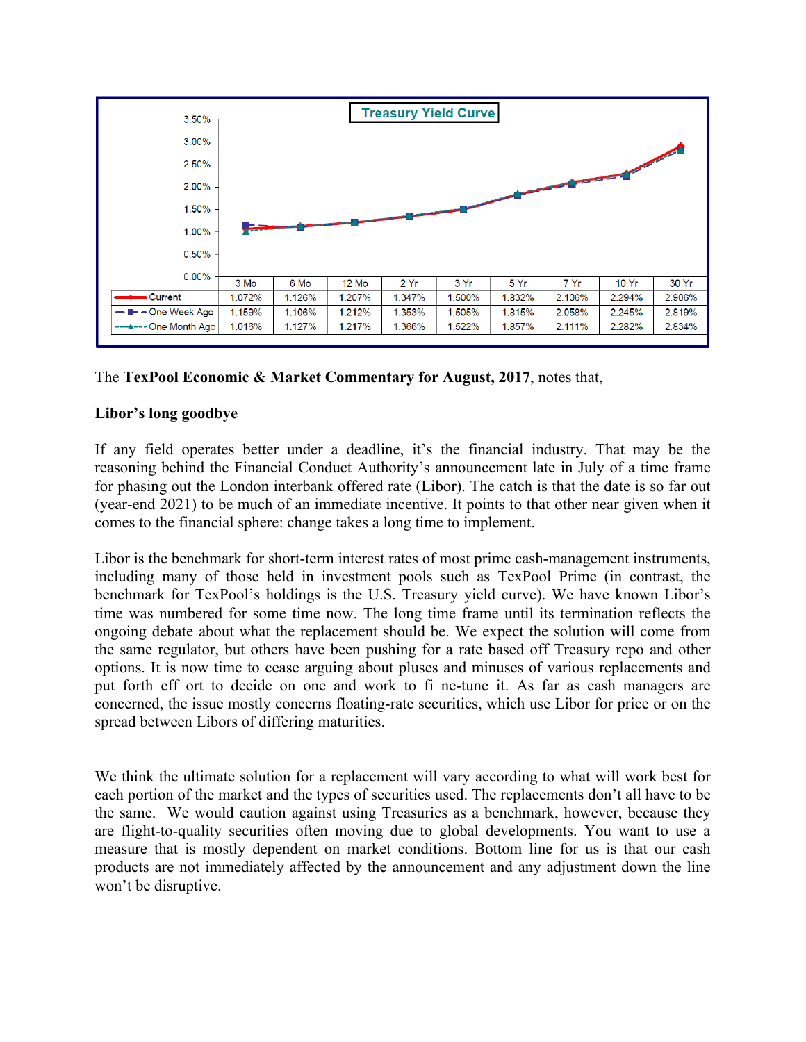**Treasury Yield Curve**

| | 3 Mo | 6 Mo | 12 Mo | 2 Yr | 3 Yr | 5 Yr | 7 Yr | 10 Yr | 30 Yr |
|---|---|---|---|---|---|---|---|---|---|
| Current | 1.072% | 1.126% | 1.207% | 1.347% | 1.500% | 1.832% | 2.106% | 2.294% | 2.906% |
| One Week Ago | 1.159% | 1.106% | 1.212% | 1.353% | 1.505% | 1.815% | 2.058% | 2.245% | 2.819% |
| One Month Ago | 1.016% | 1.127% | 1.217% | 1.366% | 1.522% | 1.857% | 2.111% | 2.282% | 2.834% |

The **TexPool Economic & Market Commentary for August, 2017**, notes that,

**Libor's long goodbye**

If any field operates better under a deadline, it's the financial industry. That may be the reasoning behind the Financial Conduct Authority's announcement late in July of a time frame for phasing out the London interbank offered rate (Libor). The catch is that the date is so far out (year-end 2021) to be much of an immediate incentive. It points to that other near given when it comes to the financial sphere: change takes a long time to implement.

Libor is the benchmark for short-term interest rates of most prime cash-management instruments, including many of those held in investment pools such as TexPool Prime (in contrast, the benchmark for TexPool's holdings is the U.S. Treasury yield curve). We have known Libor's time was numbered for some time now. The long time frame until its termination reflects the ongoing debate about what the replacement should be. We expect the solution will come from the same regulator, but others have been pushing for a rate based off Treasury repo and other options. It is now time to cease arguing about pluses and minuses of various replacements and put forth eff ort to decide on one and work to fi ne-tune it. As far as cash managers are concerned, the issue mostly concerns floating-rate securities, which use Libor for price or on the spread between Libors of differing maturities.

We think the ultimate solution for a replacement will vary according to what will work best for each portion of the market and the types of securities used. The replacements don't all have to be the same. We would caution against using Treasuries as a benchmark, however, because they are flight-to-quality securities often moving due to global developments. You want to use a measure that is mostly dependent on market conditions. Bottom line for us is that our cash products are not immediately affected by the announcement and any adjustment down the line won't be disruptive.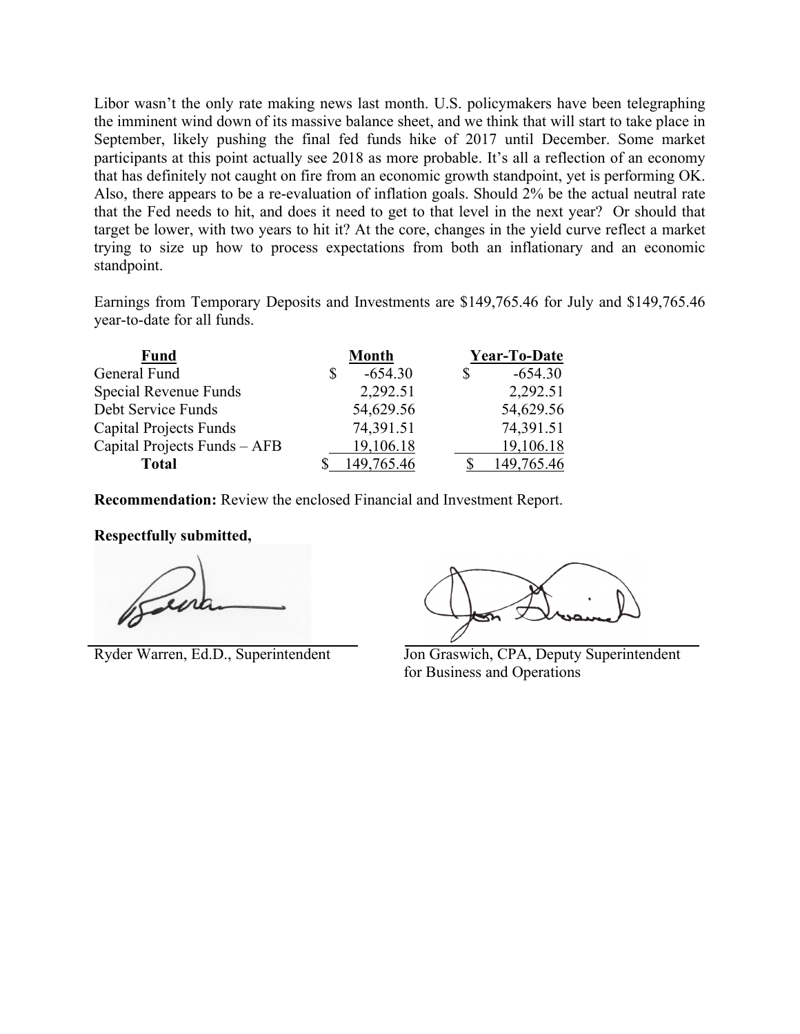Libor wasn't the only rate making news last month. U.S. policymakers have been telegraphing the imminent wind down of its massive balance sheet, and we think that will start to take place in September, likely pushing the final fed funds hike of 2017 until December. Some market participants at this point actually see 2018 as more probable. It's all a reflection of an economy that has definitely not caught on fire from an economic growth standpoint, yet is performing OK. Also, there appears to be a re-evaluation of inflation goals. Should 2% be the actual neutral rate that the Fed needs to hit, and does it need to get to that level in the next year? Or should that target be lower, with two years to hit it? At the core, changes in the yield curve reflect a market trying to size up how to process expectations from both an inflationary and an economic standpoint.

Earnings from Temporary Deposits and Investments are $149,765.46 for July and $149,765.46 year-to-date for all funds.

| **Fund** | **Month** | **Year-To-Date** |
|---|---|---|
| General Fund | $ -654.30 | $ -654.30 |
| Special Revenue Funds | 2,292.51 | 2,292.51 |
| Debt Service Funds | 54,629.56 | 54,629.56 |
| Capital Projects Funds | 74,391.51 | 74,391.51 |
| Capital Projects Funds – AFB | 19,106.18 | 19,106.18 |
| **Total** | $ 149,765.46 | $ 149,765.46 |

**Recommendation:** Review the enclosed Financial and Investment Report.

**Respectfully submitted,**

Ryder Warren, Ed.D., Superintendent

Jon Graswich, CPA, Deputy Superintendent for Business and Operations